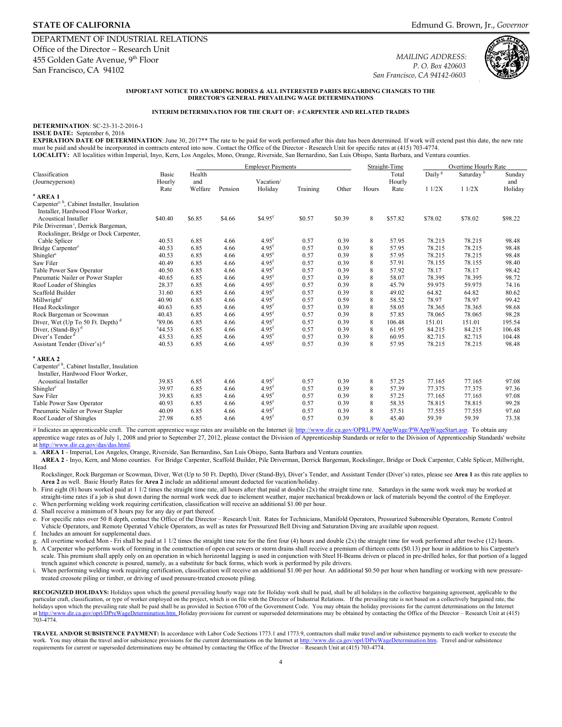**STATE OF CALIFORNIA** Edmund G. Brown, Jr., *Governor*

DEPARTMENT OF INDUSTRIAL RELATIONS
Office of the Director – Research Unit
455 Golden Gate Avenue, 9th Floor
San Francisco, CA 94102

*MAILING ADDRESS:*
*P. O. Box 420603*
*San Francisco, CA 94142-0603*

**IMPORTANT NOTICE TO AWARDING BODIES & ALL INTERESTED PARIES REGARDING CHANGES TO THE DIRECTOR'S GENERAL PREVAILING WAGE DETERMINATIONS**

**INTERIM DETERMINATION FOR THE CRAFT OF: # CARPENTER AND RELATED TRADES**

**DETERMINATION**: SC-23-31-2-2016-1
**ISSUE DATE:** September 6, 2016
**EXPIRATION DATE OF DETERMINATION**: June 30, 2017** The rate to be paid for work performed after this date has been determined. If work will extend past this date, the new rate must be paid and should be incorporated in contracts entered into now. Contact the Office of the Director - Research Unit for specific rates at (415) 703-4774.
**LOCALITY:** All localities within Imperial, Inyo, Kern, Los Angeles, Mono, Orange, Riverside, San Bernardino, San Luis Obispo, Santa Barbara, and Ventura counties.

| Classification (Journeyperson) | Basic Hourly Rate | Employer Payments: Health and Welfare | Pension | Vacation/ Holiday | Training | Other | Straight-Time: Hours | Total Hourly Rate | Overtime Hourly Rate: Daily[g] 1 1/2X | Saturday[b] 1 1/2X | Sunday and Holiday |
|---|---|---|---|---|---|---|---|---|---|---|---|
| **[a] AREA 1** | | | | | | | | | | | |
| Carpenter[c, h], Cabinet Installer, Insulation Installer, Hardwood Floor Worker, Acoustical Installer | $40.40 | $6.85 | $4.66 | $4.95[f] | $0.57 | $0.39 | 8 | $57.82 | $78.02 | $78.02 | $98.22 |
| Pile Driverman[i], Derrick Bargeman, Rockslinger, Bridge or Dock Carpenter, Cable Splicer | 40.53 | 6.85 | 4.66 | 4.95[f] | 0.57 | 0.39 | 8 | 57.95 | 78.215 | 78.215 | 98.48 |
| Bridge Carpenter[c] | 40.53 | 6.85 | 4.66 | 4.95[f] | 0.57 | 0.39 | 8 | 57.95 | 78.215 | 78.215 | 98.48 |
| Shingler[c] | 40.53 | 6.85 | 4.66 | 4.95[f] | 0.57 | 0.39 | 8 | 57.95 | 78.215 | 78.215 | 98.48 |
| Saw Filer | 40.49 | 6.85 | 4.66 | 4.95[f] | 0.57 | 0.39 | 8 | 57.91 | 78.155 | 78.155 | 98.40 |
| Table Power Saw Operator | 40.50 | 6.85 | 4.66 | 4.95[f] | 0.57 | 0.39 | 8 | 57.92 | 78.17 | 78.17 | 98.42 |
| Pneumatic Nailer or Power Stapler | 40.65 | 6.85 | 4.66 | 4.95[f] | 0.57 | 0.39 | 8 | 58.07 | 78.395 | 78.395 | 98.72 |
| Roof Loader of Shingles | 28.37 | 6.85 | 4.66 | 4.95[f] | 0.57 | 0.39 | 8 | 45.79 | 59.975 | 59.975 | 74.16 |
| Scaffold Builder | 31.60 | 6.85 | 4.66 | 4.95[f] | 0.57 | 0.39 | 8 | 49.02 | 64.82 | 64.82 | 80.62 |
| Millwright[c] | 40.90 | 6.85 | 4.66 | 4.95[f] | 0.57 | 0.59 | 8 | 58.52 | 78.97 | 78.97 | 99.42 |
| Head Rockslinger | 40.63 | 6.85 | 4.66 | 4.95[f] | 0.57 | 0.39 | 8 | 58.05 | 78.365 | 78.365 | 98.68 |
| Rock Bargeman or Scowman | 40.43 | 6.85 | 4.66 | 4.95[f] | 0.57 | 0.39 | 8 | 57.85 | 78.065 | 78.065 | 98.28 |
| Diver, Wet (Up To 50 Ft. Depth)[d] | [e]89.06 | 6.85 | 4.66 | 4.95[f] | 0.57 | 0.39 | 8 | 106.48 | 151.01 | 151.01 | 195.54 |
| Diver, (Stand-By)[d] | [e]44.53 | 6.85 | 4.66 | 4.95[f] | 0.57 | 0.39 | 8 | 61.95 | 84.215 | 84.215 | 106.48 |
| Diver's Tender[d] | 43.53 | 6.85 | 4.66 | 4.95[f] | 0.57 | 0.39 | 8 | 60.95 | 82.715 | 82.715 | 104.48 |
| Assistant Tender (Diver's)[d] | 40.53 | 6.85 | 4.66 | 4.95[f] | 0.57 | 0.39 | 8 | 57.95 | 78.215 | 78.215 | 98.48 |
| **[a] AREA 2** | | | | | | | | | | | |
| Carpenter[c, h], Cabinet Installer, Insulation Installer, Hardwood Floor Worker, Acoustical Installer | 39.83 | 6.85 | 4.66 | 4.95[f] | 0.57 | 0.39 | 8 | 57.25 | 77.165 | 77.165 | 97.08 |
| Shingler[c] | 39.97 | 6.85 | 4.66 | 4.95[f] | 0.57 | 0.39 | 8 | 57.39 | 77.375 | 77.375 | 97.36 |
| Saw Filer | 39.83 | 6.85 | 4.66 | 4.95[f] | 0.57 | 0.39 | 8 | 57.25 | 77.165 | 77.165 | 97.08 |
| Table Power Saw Operator | 40.93 | 6.85 | 4.66 | 4.95[f] | 0.57 | 0.39 | 8 | 58.35 | 78.815 | 78.815 | 99.28 |
| Pneumatic Nailer or Power Stapler | 40.09 | 6.85 | 4.66 | 4.95[f] | 0.57 | 0.39 | 8 | 57.51 | 77.555 | 77.555 | 97.60 |
| Roof Loader of Shingles | 27.98 | 6.85 | 4.66 | 4.95[f] | 0.57 | 0.39 | 8 | 45.40 | 59.39 | 59.39 | 73.38 |

# Indicates an apprenticeable craft. The current apprentice wage rates are available on the Internet @ http://www.dir.ca.gov/OPRL/PWAppWage/PWAppWageStart.asp. To obtain any apprentice wage rates as of July 1, 2008 and prior to September 27, 2012, please contact the Division of Apprenticeship Standards or refer to the Division of Apprenticeship Standards' website at http://www.dir.ca.gov/das/das.html.

a. **AREA 1** - Imperial, Los Angeles, Orange, Riverside, San Bernardino, San Luis Obispo, Santa Barbara and Ventura counties.
**AREA 2** - Inyo, Kern, and Mono counties. For Bridge Carpenter, Scaffold Builder, Pile Driverman, Derrick Bargeman, Rockslinger, Bridge or Dock Carpenter, Cable Splicer, Millwright, Head Rockslinger, Rock Bargeman or Scowman, Diver, Wet (Up to 50 Ft. Depth), Diver (Stand-By), Diver's Tender, and Assistant Tender (Diver's) rates, please see **Area 1** as this rate applies to **Area 2** as well. Basic Hourly Rates for **Area 2** include an additional amount deducted for vacation/holiday.

b. First eight (8) hours worked paid at 1 1/2 times the straight time rate, all hours after that paid at double (2x) the straight time rate. Saturdays in the same work week may be worked at straight-time rates if a job is shut down during the normal work week due to inclement weather, major mechanical breakdown or lack of materials beyond the control of the Employer.

c. When performing welding work requiring certification, classification will receive an additional $1.00 per hour.

d. Shall receive a minimum of 8 hours pay for any day or part thereof.

e. For specific rates over 50 ft depth, contact the Office of the Director – Research Unit. Rates for Technicians, Manifold Operators, Pressurized Submersible Operators, Remote Control Vehicle Operators, and Remote Operated Vehicle Operators, as well as rates for Pressurized Bell Diving and Saturation Diving are available upon request.

f. Includes an amount for supplemental dues.

g. All overtime worked Mon - Fri shall be paid at 1 1/2 times the straight time rate for the first four (4) hours and double (2x) the straight time for work performed after twelve (12) hours.

h. A Carpenter who performs work of forming in the construction of open cut sewers or storm drains shall receive a premium of thirteen cents ($0.13) per hour in addition to his Carpenter's scale. This premium shall apply only on an operation in which horizontal lagging is used in conjunction with Steel H-Beams driven or placed in pre-drilled holes, for that portion of a lagged trench against which concrete is poured, namely, as a substitute for back forms, which work is performed by pile drivers.

i. When performing welding work requiring certification, classification will receive an additional $1.00 per hour. An additional $0.50 per hour when handling or working with new pressure-treated creosote piling or timber, or driving of used pressure-treated creosote piling.

**RECOGNIZED HOLIDAYS:** Holidays upon which the general prevailing hourly wage rate for Holiday work shall be paid, shall be all holidays in the collective bargaining agreement, applicable to the particular craft, classification, or type of worker employed on the project, which is on file with the Director of Industrial Relations. If the prevailing rate is not based on a collectively bargained rate, the holidays upon which the prevailing rate shall be paid shall be as provided in Section 6700 of the Government Code. You may obtain the holiday provisions for the current determinations on the Internet at http://www.dir.ca.gov/oprl/DPreWageDetermination.htm. Holiday provisions for current or superseded determinations may be obtained by contacting the Office of the Director – Research Unit at (415) 703-4774.

**TRAVEL AND/OR SUBSISTENCE PAYMENT:** In accordance with Labor Code Sections 1773.1 and 1773.9, contractors shall make travel and/or subsistence payments to each worker to execute the work. You may obtain the travel and/or subsistence provisions for the current determinations on the Internet at http://www.dir.ca.gov/oprl/DPreWageDetermination.htm. Travel and/or subsistence requirements for current or superseded determinations may be obtained by contacting the Office of the Director – Research Unit at (415) 703-4774.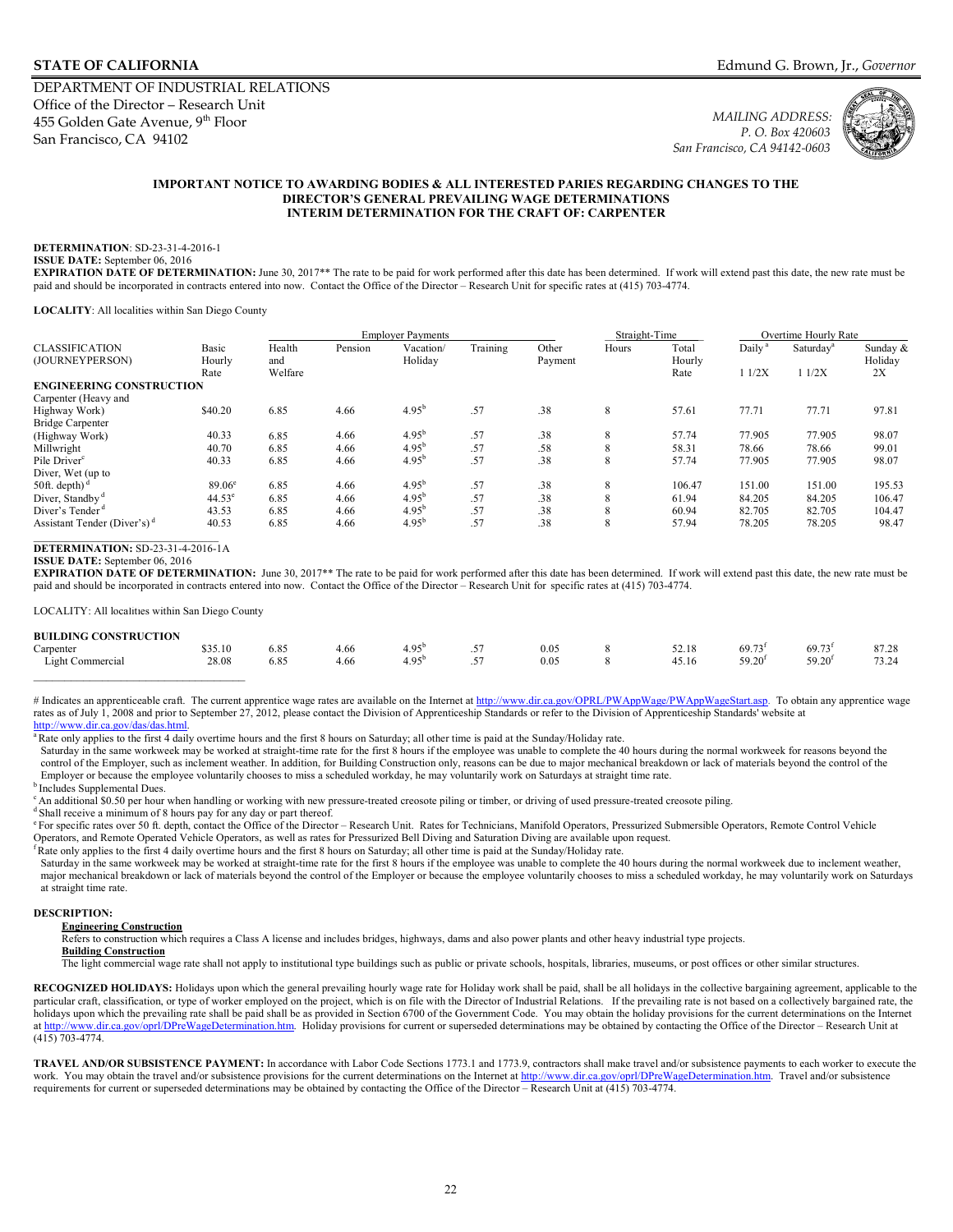**STATE OF CALIFORNIA** Edmund G. Brown, Jr., *Governor*

DEPARTMENT OF INDUSTRIAL RELATIONS
Office of the Director – Research Unit
455 Golden Gate Avenue, 9th Floor
San Francisco, CA 94102

*MAILING ADDRESS:*
*P. O. Box 420603*
*San Francisco, CA 94142-0603*

**IMPORTANT NOTICE TO AWARDING BODIES & ALL INTERESTED PARIES REGARDING CHANGES TO THE DIRECTOR'S GENERAL PREVAILING WAGE DETERMINATIONS**
**INTERIM DETERMINATION FOR THE CRAFT OF: CARPENTER**

**DETERMINATION**: SD-23-31-4-2016-1
**ISSUE DATE:** September 06, 2016
**EXPIRATION DATE OF DETERMINATION:** June 30, 2017** The rate to be paid for work performed after this date has been determined. If work will extend past this date, the new rate must be paid and should be incorporated in contracts entered into now. Contact the Office of the Director – Research Unit for specific rates at (415) 703-4774.

**LOCALITY**: All localities within San Diego County

| CLASSIFICATION (JOURNEYPERSON) | Basic Hourly Rate | Employer Payments: Health and Welfare | Pension | Vacation/ Holiday | Training | Other Payment | Straight-Time: Hours | Total Hourly Rate | Overtime Hourly Rate: Daily[a] 1 1/2X | Saturday[a] 1 1/2X | Sunday & Holiday 2X |
|---|---|---|---|---|---|---|---|---|---|---|---|
| **ENGINEERING CONSTRUCTION** | | | | | | | | | | | |
| Carpenter (Heavy and Highway Work) | $40.20 | 6.85 | 4.66 | 4.95[b] | .57 | .38 | 8 | 57.61 | 77.71 | 77.71 | 97.81 |
| Bridge Carpenter (Highway Work) | 40.33 | 6.85 | 4.66 | 4.95[b] | .57 | .38 | 8 | 57.74 | 77.905 | 77.905 | 98.07 |
| Millwright | 40.70 | 6.85 | 4.66 | 4.95[b] | .57 | .58 | 8 | 58.31 | 78.66 | 78.66 | 99.01 |
| Pile Driver[c] | 40.33 | 6.85 | 4.66 | 4.95[b] | .57 | .38 | 8 | 57.74 | 77.905 | 77.905 | 98.07 |
| Diver, Wet (up to 50ft. depth)[d] | 89.06[e] | 6.85 | 4.66 | 4.95[b] | .57 | .38 | 8 | 106.47 | 151.00 | 151.00 | 195.53 |
| Diver, Standby[d] | 44.53[e] | 6.85 | 4.66 | 4.95[b] | .57 | .38 | 8 | 61.94 | 84.205 | 84.205 | 106.47 |
| Diver's Tender[d] | 43.53 | 6.85 | 4.66 | 4.95[b] | .57 | .38 | 8 | 60.94 | 82.705 | 82.705 | 104.47 |
| Assistant Tender (Diver's)[d] | 40.53 | 6.85 | 4.66 | 4.95[b] | .57 | .38 | 8 | 57.94 | 78.205 | 78.205 | 98.47 |

**DETERMINATION:** SD-23-31-4-2016-1A
**ISSUE DATE:** September 06, 2016
**EXPIRATION DATE OF DETERMINATION:** June 30, 2017** The rate to be paid for work performed after this date has been determined. If work will extend past this date, the new rate must be paid and should be incorporated in contracts entered into now. Contact the Office of the Director – Research Unit for specific rates at (415) 703-4774.

LOCALITY: All localities within San Diego County

| | | | | | | | | | | | |
|---|---|---|---|---|---|---|---|---|---|---|---|
| **BUILDING CONSTRUCTION** | | | | | | | | | | | |
| Carpenter | $35.10 | 6.85 | 4.66 | 4.95[b] | .57 | 0.05 | 8 | 52.18 | 69.73[f] | 69.73[f] | 87.28 |
| Light Commercial | 28.08 | 6.85 | 4.66 | 4.95[b] | .57 | 0.05 | 8 | 45.16 | 59.20[f] | 59.20[f] | 73.24 |

# Indicates an apprenticeable craft. The current apprentice wage rates are available on the Internet at http://www.dir.ca.gov/OPRL/PWAppWage/PWAppWageStart.asp. To obtain any apprentice wage rates as of July 1, 2008 and prior to September 27, 2012, please contact the Division of Apprenticeship Standards or refer to the Division of Apprenticeship Standards' website at http://www.dir.ca.gov/das/das.html.

[a] Rate only applies to the first 4 daily overtime hours and the first 8 hours on Saturday; all other time is paid at the Sunday/Holiday rate.
Saturday in the same workweek may be worked at straight-time rate for the first 8 hours if the employee was unable to complete the 40 hours during the normal workweek for reasons beyond the control of the Employer, such as inclement weather. In addition, for Building Construction only, reasons can be due to major mechanical breakdown or lack of materials beyond the control of the Employer or because the employee voluntarily chooses to miss a scheduled workday, he may voluntarily work on Saturdays at straight time rate.

[b] Includes Supplemental Dues.

[c] An additional $0.50 per hour when handling or working with new pressure-treated creosote piling or timber, or driving of used pressure-treated creosote piling.

[d] Shall receive a minimum of 8 hours pay for any day or part thereof.

[e] For specific rates over 50 ft. depth, contact the Office of the Director – Research Unit. Rates for Technicians, Manifold Operators, Pressurized Submersible Operators, Remote Control Vehicle Operators, and Remote Operated Vehicle Operators, as well as rates for Pressurized Bell Diving and Saturation Diving are available upon request.

[f] Rate only applies to the first 4 daily overtime hours and the first 8 hours on Saturday; all other time is paid at the Sunday/Holiday rate.
Saturday in the same workweek may be worked at straight-time rate for the first 8 hours if the employee was unable to complete the 40 hours during the normal workweek due to inclement weather, major mechanical breakdown or lack of materials beyond the control of the Employer or because the employee voluntarily chooses to miss a scheduled workday, he may voluntarily work on Saturdays at straight time rate.

**DESCRIPTION:**

**Engineering Construction**
Refers to construction which requires a Class A license and includes bridges, highways, dams and also power plants and other heavy industrial type projects.

**Building Construction**
The light commercial wage rate shall not apply to institutional type buildings such as public or private schools, hospitals, libraries, museums, or post offices or other similar structures.

**RECOGNIZED HOLIDAYS:** Holidays upon which the general prevailing hourly wage rate for Holiday work shall be paid, shall be all holidays in the collective bargaining agreement, applicable to the particular craft, classification, or type of worker employed on the project, which is on file with the Director of Industrial Relations. If the prevailing rate is not based on a collectively bargained rate, the holidays upon which the prevailing rate shall be paid shall be as provided in Section 6700 of the Government Code. You may obtain the holiday provisions for the current determinations on the Internet at http://www.dir.ca.gov/oprl/DPreWageDetermination.htm. Holiday provisions for current or superseded determinations may be obtained by contacting the Office of the Director – Research Unit at (415) 703-4774.

**TRAVEL AND/OR SUBSISTENCE PAYMENT:** In accordance with Labor Code Sections 1773.1 and 1773.9, contractors shall make travel and/or subsistence payments to each worker to execute the work. You may obtain the travel and/or subsistence provisions for the current determinations on the Internet at http://www.dir.ca.gov/oprl/DPreWageDetermination.htm. Travel and/or subsistence requirements for current or superseded determinations may be obtained by contacting the Office of the Director – Research Unit at (415) 703-4774.